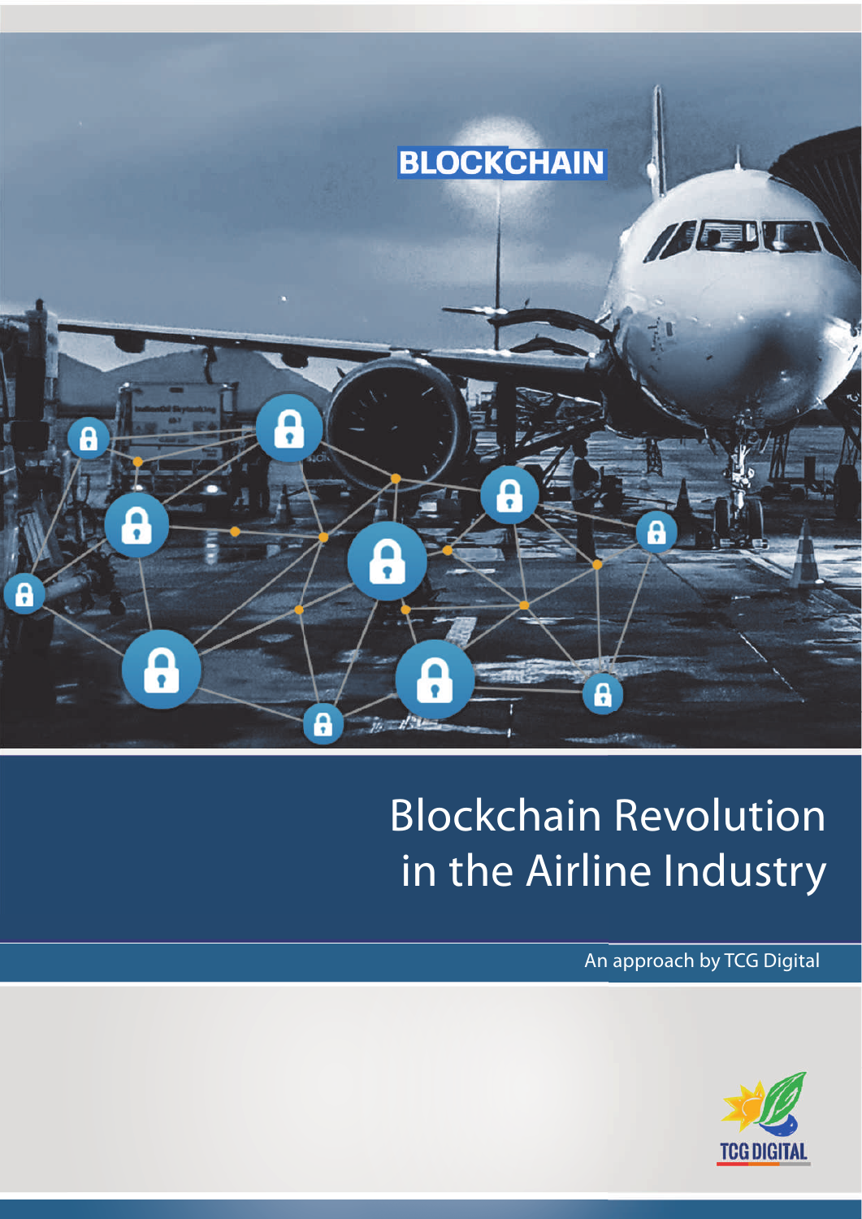BLOCKCHAIN

# Blockchain Revolution in the Airline Industry

An approach by TCG Digital

TCG DIGITAL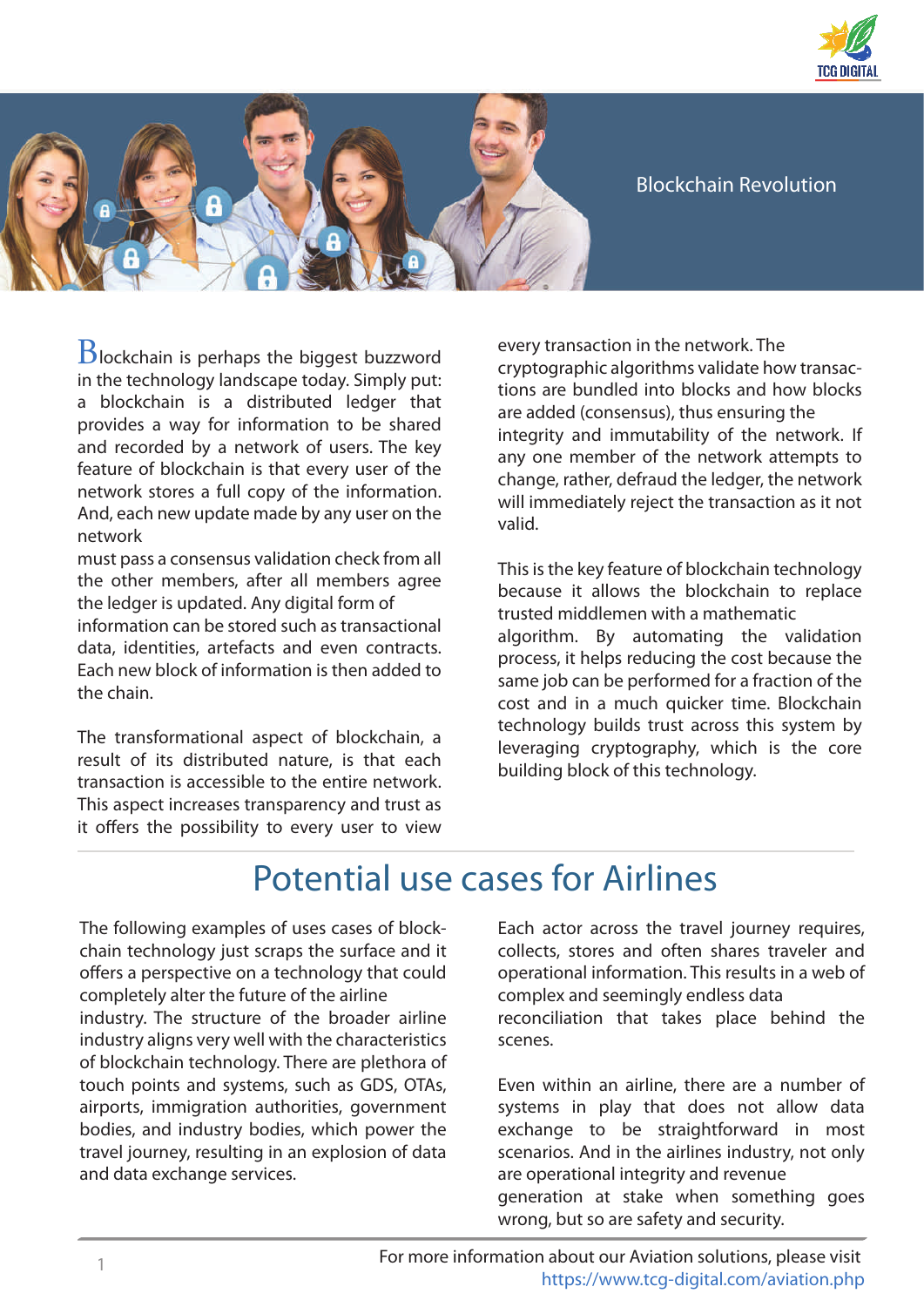Blockchain Revolution

Blockchain is perhaps the biggest buzzword in the technology landscape today. Simply put: a blockchain is a distributed ledger that provides a way for information to be shared and recorded by a network of users. The key feature of blockchain is that every user of the network stores a full copy of the information. And, each new update made by any user on the network must pass a consensus validation check from all the other members, after all members agree the ledger is updated. Any digital form of information can be stored such as transactional data, identities, artefacts and even contracts. Each new block of information is then added to the chain.

The transformational aspect of blockchain, a result of its distributed nature, is that each transaction is accessible to the entire network. This aspect increases transparency and trust as it offers the possibility to every user to view every transaction in the network. The cryptographic algorithms validate how transactions are bundled into blocks and how blocks are added (consensus), thus ensuring the integrity and immutability of the network. If any one member of the network attempts to change, rather, defraud the ledger, the network will immediately reject the transaction as it not valid.

This is the key feature of blockchain technology because it allows the blockchain to replace trusted middlemen with a mathematic algorithm. By automating the validation process, it helps reducing the cost because the same job can be performed for a fraction of the cost and in a much quicker time. Blockchain technology builds trust across this system by leveraging cryptography, which is the core building block of this technology.

# Potential use cases for Airlines

The following examples of uses cases of blockchain technology just scraps the surface and it offers a perspective on a technology that could completely alter the future of the airline industry. The structure of the broader airline industry aligns very well with the characteristics of blockchain technology. There are plethora of touch points and systems, such as GDS, OTAs, airports, immigration authorities, government bodies, and industry bodies, which power the travel journey, resulting in an explosion of data and data exchange services.

Each actor across the travel journey requires, collects, stores and often shares traveler and operational information. This results in a web of complex and seemingly endless data reconciliation that takes place behind the scenes.

Even within an airline, there are a number of systems in play that does not allow data exchange to be straightforward in most scenarios. And in the airlines industry, not only are operational integrity and revenue generation at stake when something goes wrong, but so are safety and security.

For more information about our Aviation solutions, please visit https://www.tcg-digital.com/aviation.php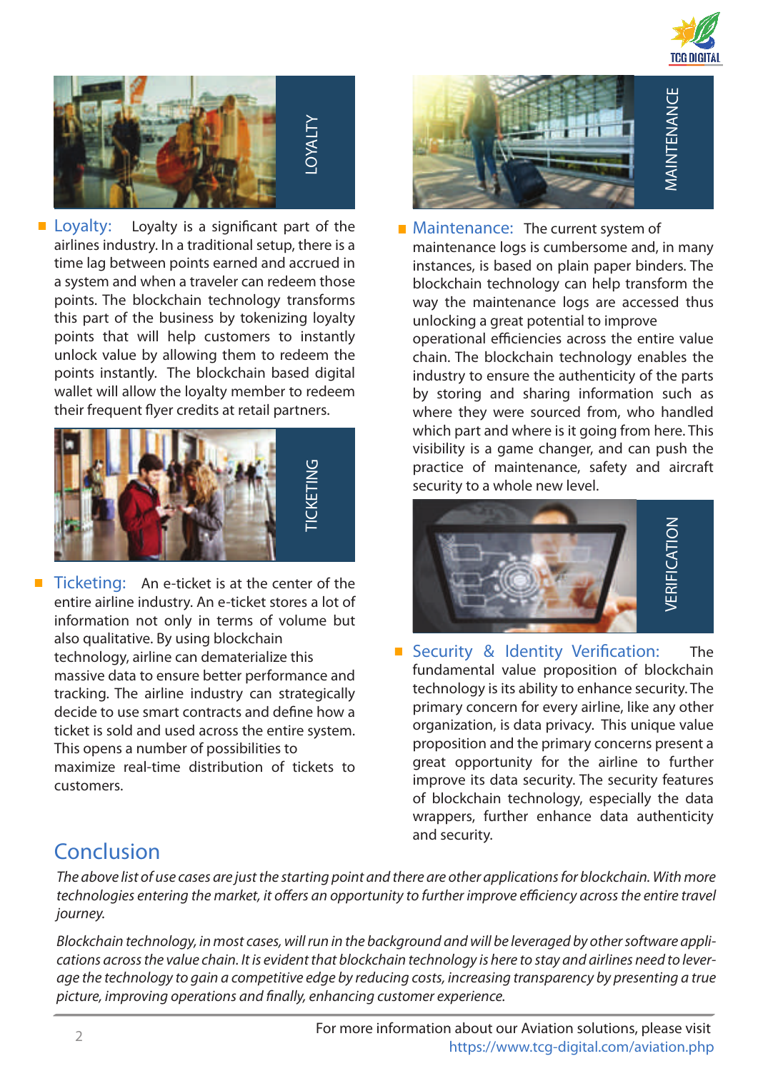LOYALTY

- **Loyalty:** Loyalty is a significant part of the airlines industry. In a traditional setup, there is a time lag between points earned and accrued in a system and when a traveler can redeem those points. The blockchain technology transforms this part of the business by tokenizing loyalty points that will help customers to instantly unlock value by allowing them to redeem the points instantly. The blockchain based digital wallet will allow the loyalty member to redeem their frequent flyer credits at retail partners.

TICKETING

- **Ticketing:** An e-ticket is at the center of the entire airline industry. An e-ticket stores a lot of information not only in terms of volume but also qualitative. By using blockchain technology, airline can dematerialize this massive data to ensure better performance and tracking. The airline industry can strategically decide to use smart contracts and define how a ticket is sold and used across the entire system. This opens a number of possibilities to maximize real-time distribution of tickets to customers.

MAINTENANCE

- **Maintenance:** The current system of maintenance logs is cumbersome and, in many instances, is based on plain paper binders. The blockchain technology can help transform the way the maintenance logs are accessed thus unlocking a great potential to improve operational efficiencies across the entire value chain. The blockchain technology enables the industry to ensure the authenticity of the parts by storing and sharing information such as where they were sourced from, who handled which part and where is it going from here. This visibility is a game changer, and can push the practice of maintenance, safety and aircraft security to a whole new level.

VERIFICATION

- **Security & Identity Verification:** The fundamental value proposition of blockchain technology is its ability to enhance security. The primary concern for every airline, like any other organization, is data privacy. This unique value proposition and the primary concerns present a great opportunity for the airline to further improve its data security. The security features of blockchain technology, especially the data wrappers, further enhance data authenticity and security.

## Conclusion

*The above list of use cases are just the starting point and there are other applications for blockchain. With more technologies entering the market, it offers an opportunity to further improve efficiency across the entire travel journey.*

*Blockchain technology, in most cases, will run in the background and will be leveraged by other software applications across the value chain. It is evident that blockchain technology is here to stay and airlines need to leverage the technology to gain a competitive edge by reducing costs, increasing transparency by presenting a true picture, improving operations and finally, enhancing customer experience.*

For more information about our Aviation solutions, please visit https://www.tcg-digital.com/aviation.php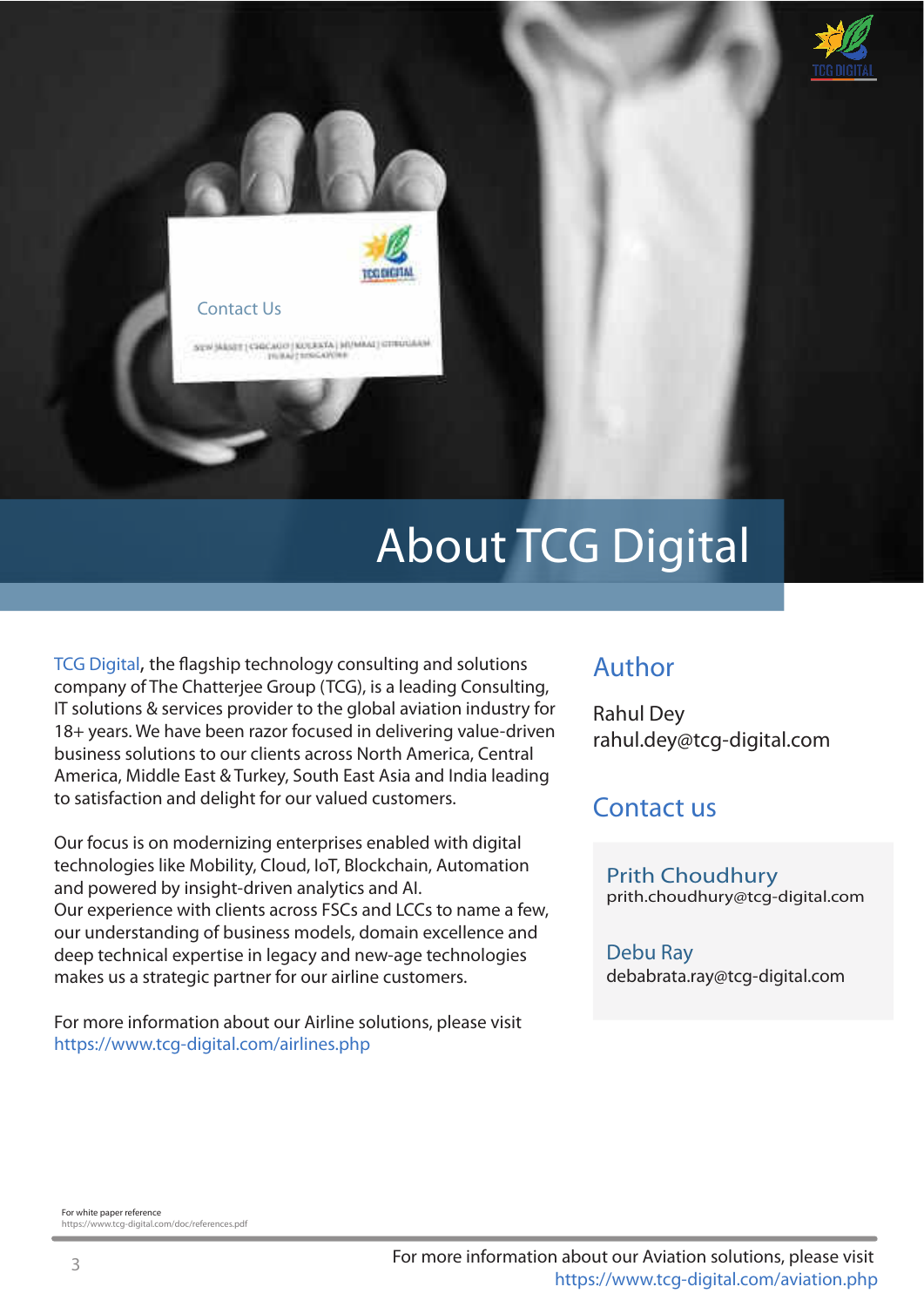# About TCG Digital

TCG Digital, the flagship technology consulting and solutions company of The Chatterjee Group (TCG), is a leading Consulting, IT solutions & services provider to the global aviation industry for 18+ years. We have been razor focused in delivering value-driven business solutions to our clients across North America, Central America, Middle East & Turkey, South East Asia and India leading to satisfaction and delight for our valued customers.

Our focus is on modernizing enterprises enabled with digital technologies like Mobility, Cloud, IoT, Blockchain, Automation and powered by insight-driven analytics and AI.
Our experience with clients across FSCs and LCCs to name a few, our understanding of business models, domain excellence and deep technical expertise in legacy and new-age technologies makes us a strategic partner for our airline customers.

For more information about our Airline solutions, please visit
https://www.tcg-digital.com/airlines.php

## Author

Rahul Dey
rahul.dey@tcg-digital.com

## Contact us

**Prith Choudhury**
prith.choudhury@tcg-digital.com

**Debu Ray**
debabrata.ray@tcg-digital.com

For white paper reference
https://www.tcg-digital.com/doc/references.pdf

For more information about our Aviation solutions, please visit
https://www.tcg-digital.com/aviation.php